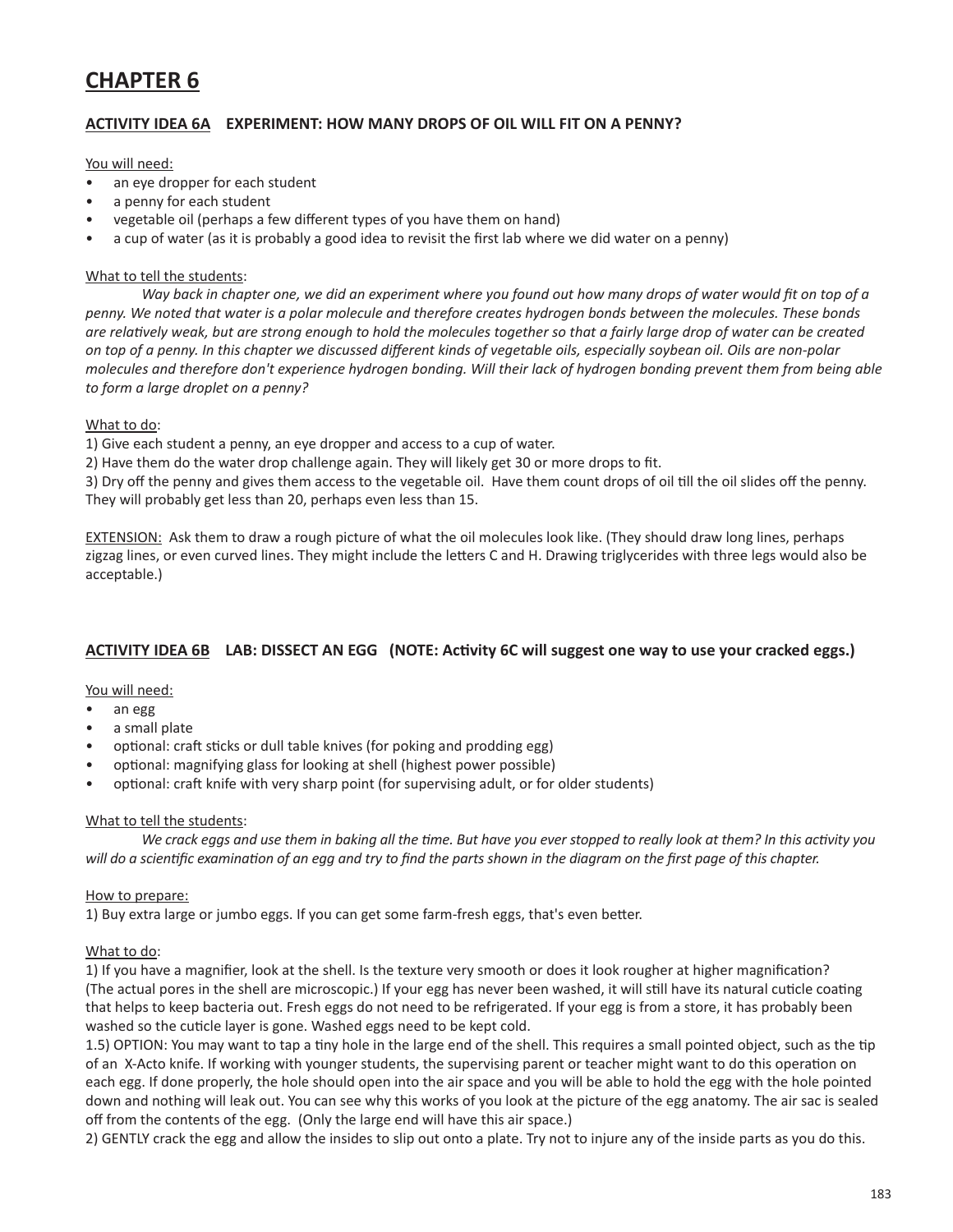# CHAPTER 6

## ACTIVITY IDEA 6A EXPERIMENT: HOW MANY DROPS OF OIL WILL FIT ON A PENNY?

You will need:

- an eye dropper for each student
- a penny for each student
- vegetable oil (perhaps a few different types of you have them on hand)
- a cup of water (as it is probably a good idea to revisit the first lab where we did water on a penny)

What to tell the students:

*Way back in chapter one, we did an experiment where you found out how many drops of water would fit on top of a penny. We noted that water is a polar molecule and therefore creates hydrogen bonds between the molecules. These bonds are relatively weak, but are strong enough to hold the molecules together so that a fairly large drop of water can be created on top of a penny. In this chapter we discussed different kinds of vegetable oils, especially soybean oil. Oils are non-polar molecules and therefore don't experience hydrogen bonding. Will their lack of hydrogen bonding prevent them from being able to form a large droplet on a penny?*

What to do:

1) Give each student a penny, an eye dropper and access to a cup of water.
2) Have them do the water drop challenge again. They will likely get 30 or more drops to fit.
3) Dry off the penny and gives them access to the vegetable oil. Have them count drops of oil till the oil slides off the penny. They will probably get less than 20, perhaps even less than 15.

EXTENSION: Ask them to draw a rough picture of what the oil molecules look like. (They should draw long lines, perhaps zigzag lines, or even curved lines. They might include the letters C and H. Drawing triglycerides with three legs would also be acceptable.)

## ACTIVITY IDEA 6B LAB: DISSECT AN EGG (NOTE: Activity 6C will suggest one way to use your cracked eggs.)

You will need:

- an egg
- a small plate
- optional: craft sticks or dull table knives (for poking and prodding egg)
- optional: magnifying glass for looking at shell (highest power possible)
- optional: craft knife with very sharp point (for supervising adult, or for older students)

What to tell the students:

*We crack eggs and use them in baking all the time. But have you ever stopped to really look at them? In this activity you will do a scientific examination of an egg and try to find the parts shown in the diagram on the first page of this chapter.*

How to prepare:

1) Buy extra large or jumbo eggs. If you can get some farm-fresh eggs, that's even better.

What to do:

1) If you have a magnifier, look at the shell. Is the texture very smooth or does it look rougher at higher magnification? (The actual pores in the shell are microscopic.) If your egg has never been washed, it will still have its natural cuticle coating that helps to keep bacteria out. Fresh eggs do not need to be refrigerated. If your egg is from a store, it has probably been washed so the cuticle layer is gone. Washed eggs need to be kept cold.

1.5) OPTION: You may want to tap a tiny hole in the large end of the shell. This requires a small pointed object, such as the tip of an X-Acto knife. If working with younger students, the supervising parent or teacher might want to do this operation on each egg. If done properly, the hole should open into the air space and you will be able to hold the egg with the hole pointed down and nothing will leak out. You can see why this works of you look at the picture of the egg anatomy. The air sac is sealed off from the contents of the egg. (Only the large end will have this air space.)

2) GENTLY crack the egg and allow the insides to slip out onto a plate. Try not to injure any of the inside parts as you do this.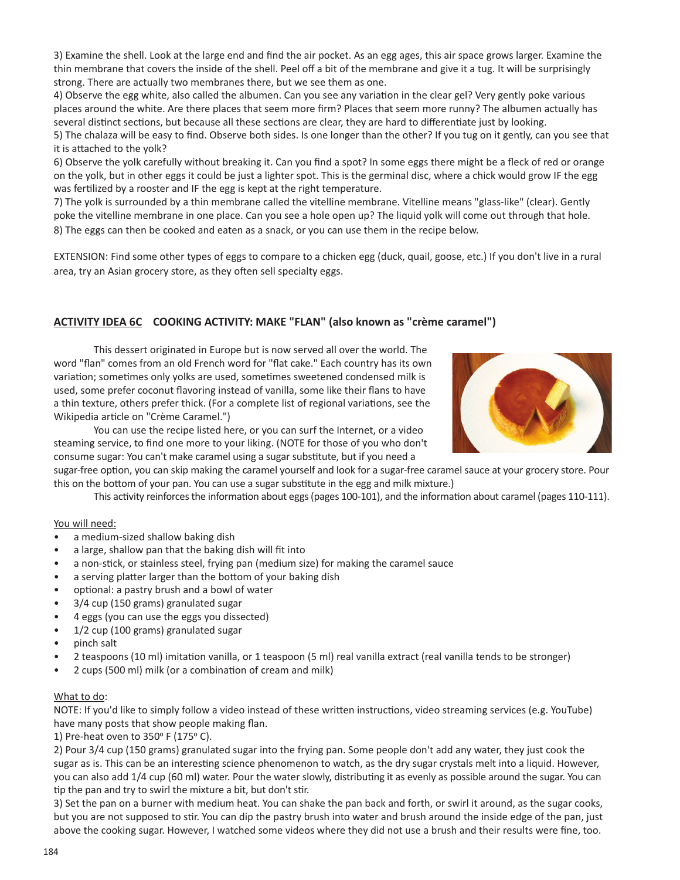3) Examine the shell. Look at the large end and find the air pocket. As an egg ages, this air space grows larger. Examine the thin membrane that covers the inside of the shell. Peel off a bit of the membrane and give it a tug. It will be surprisingly strong. There are actually two membranes there, but we see them as one.

4) Observe the egg white, also called the albumen. Can you see any variation in the clear gel? Very gently poke various places around the white. Are there places that seem more firm? Places that seem more runny? The albumen actually has several distinct sections, but because all these sections are clear, they are hard to differentiate just by looking.

5) The chalaza will be easy to find. Observe both sides. Is one longer than the other? If you tug on it gently, can you see that it is attached to the yolk?

6) Observe the yolk carefully without breaking it. Can you find a spot? In some eggs there might be a fleck of red or orange on the yolk, but in other eggs it could be just a lighter spot. This is the germinal disc, where a chick would grow IF the egg was fertilized by a rooster and IF the egg is kept at the right temperature.

7) The yolk is surrounded by a thin membrane called the vitelline membrane. Vitelline means "glass-like" (clear). Gently poke the vitelline membrane in one place. Can you see a hole open up? The liquid yolk will come out through that hole.

8) The eggs can then be cooked and eaten as a snack, or you can use them in the recipe below.

EXTENSION: Find some other types of eggs to compare to a chicken egg (duck, quail, goose, etc.) If you don't live in a rural area, try an Asian grocery store, as they often sell specialty eggs.

## <u>ACTIVITY IDEA 6C</u> COOKING ACTIVITY: MAKE "FLAN" (also known as "crème caramel")

This dessert originated in Europe but is now served all over the world. The word "flan" comes from an old French word for "flat cake." Each country has its own variation; sometimes only yolks are used, sometimes sweetened condensed milk is used, some prefer coconut flavoring instead of vanilla, some like their flans to have a thin texture, others prefer thick. (For a complete list of regional variations, see the Wikipedia article on "Crème Caramel.")

You can use the recipe listed here, or you can surf the Internet, or a video steaming service, to find one more to your liking. (NOTE for those of you who don't consume sugar: You can't make caramel using a sugar substitute, but if you need a sugar-free option, you can skip making the caramel yourself and look for a sugar-free caramel sauce at your grocery store. Pour this on the bottom of your pan. You can use a sugar substitute in the egg and milk mixture.)

This activity reinforces the information about eggs (pages 100-101), and the information about caramel (pages 110-111).

<u>You will need:</u>

- a medium-sized shallow baking dish
- a large, shallow pan that the baking dish will fit into
- a non-stick, or stainless steel, frying pan (medium size) for making the caramel sauce
- a serving platter larger than the bottom of your baking dish
- optional: a pastry brush and a bowl of water
- 3/4 cup (150 grams) granulated sugar
- 4 eggs (you can use the eggs you dissected)
- 1/2 cup (100 grams) granulated sugar
- pinch salt
- 2 teaspoons (10 ml) imitation vanilla, or 1 teaspoon (5 ml) real vanilla extract (real vanilla tends to be stronger)
- 2 cups (500 ml) milk (or a combination of cream and milk)

<u>What to do</u>:

NOTE: If you'd like to simply follow a video instead of these written instructions, video streaming services (e.g. YouTube) have many posts that show people making flan.

1) Pre-heat oven to 350º F (175º C).

2) Pour 3/4 cup (150 grams) granulated sugar into the frying pan. Some people don't add any water, they just cook the sugar as is. This can be an interesting science phenomenon to watch, as the dry sugar crystals melt into a liquid. However, you can also add 1/4 cup (60 ml) water. Pour the water slowly, distributing it as evenly as possible around the sugar. You can tip the pan and try to swirl the mixture a bit, but don't stir.

3) Set the pan on a burner with medium heat. You can shake the pan back and forth, or swirl it around, as the sugar cooks, but you are not supposed to stir. You can dip the pastry brush into water and brush around the inside edge of the pan, just above the cooking sugar. However, I watched some videos where they did not use a brush and their results were fine, too.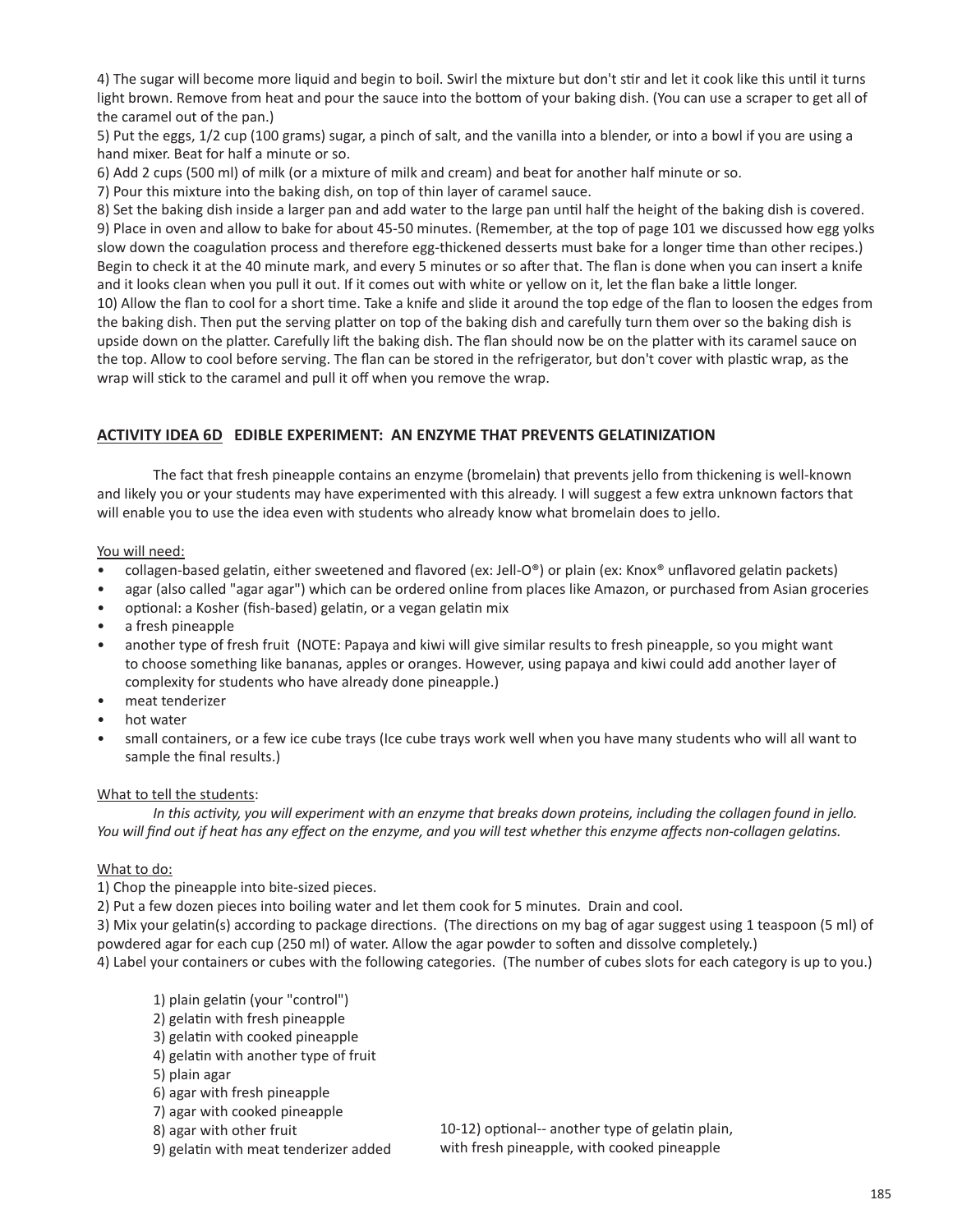4) The sugar will become more liquid and begin to boil. Swirl the mixture but don't stir and let it cook like this until it turns light brown. Remove from heat and pour the sauce into the bottom of your baking dish. (You can use a scraper to get all of the caramel out of the pan.)

5) Put the eggs, 1/2 cup (100 grams) sugar, a pinch of salt, and the vanilla into a blender, or into a bowl if you are using a hand mixer. Beat for half a minute or so.

6) Add 2 cups (500 ml) of milk (or a mixture of milk and cream) and beat for another half minute or so.

7) Pour this mixture into the baking dish, on top of thin layer of caramel sauce.

8) Set the baking dish inside a larger pan and add water to the large pan until half the height of the baking dish is covered.

9) Place in oven and allow to bake for about 45-50 minutes. (Remember, at the top of page 101 we discussed how egg yolks slow down the coagulation process and therefore egg-thickened desserts must bake for a longer time than other recipes.) Begin to check it at the 40 minute mark, and every 5 minutes or so after that. The flan is done when you can insert a knife and it looks clean when you pull it out. If it comes out with white or yellow on it, let the flan bake a little longer.

10) Allow the flan to cool for a short time. Take a knife and slide it around the top edge of the flan to loosen the edges from the baking dish. Then put the serving platter on top of the baking dish and carefully turn them over so the baking dish is upside down on the platter. Carefully lift the baking dish. The flan should now be on the platter with its caramel sauce on the top. Allow to cool before serving. The flan can be stored in the refrigerator, but don't cover with plastic wrap, as the wrap will stick to the caramel and pull it off when you remove the wrap.

## ACTIVITY IDEA 6D EDIBLE EXPERIMENT: AN ENZYME THAT PREVENTS GELATINIZATION

The fact that fresh pineapple contains an enzyme (bromelain) that prevents jello from thickening is well-known and likely you or your students may have experimented with this already. I will suggest a few extra unknown factors that will enable you to use the idea even with students who already know what bromelain does to jello.

You will need:

- collagen-based gelatin, either sweetened and flavored (ex: Jell-O®) or plain (ex: Knox® unflavored gelatin packets)
- agar (also called "agar agar") which can be ordered online from places like Amazon, or purchased from Asian groceries
- optional: a Kosher (fish-based) gelatin, or a vegan gelatin mix
- a fresh pineapple
- another type of fresh fruit (NOTE: Papaya and kiwi will give similar results to fresh pineapple, so you might want to choose something like bananas, apples or oranges. However, using papaya and kiwi could add another layer of complexity for students who have already done pineapple.)
- meat tenderizer
- hot water
- small containers, or a few ice cube trays (Ice cube trays work well when you have many students who will all want to sample the final results.)

What to tell the students:

*In this activity, you will experiment with an enzyme that breaks down proteins, including the collagen found in jello. You will find out if heat has any effect on the enzyme, and you will test whether this enzyme affects non-collagen gelatins.*

What to do:

1) Chop the pineapple into bite-sized pieces.

2) Put a few dozen pieces into boiling water and let them cook for 5 minutes. Drain and cool.

3) Mix your gelatin(s) according to package directions. (The directions on my bag of agar suggest using 1 teaspoon (5 ml) of powdered agar for each cup (250 ml) of water. Allow the agar powder to soften and dissolve completely.)

4) Label your containers or cubes with the following categories. (The number of cubes slots for each category is up to you.)

1) plain gelatin (your "control")
2) gelatin with fresh pineapple
3) gelatin with cooked pineapple
4) gelatin with another type of fruit
5) plain agar
6) agar with fresh pineapple
7) agar with cooked pineapple
8) agar with other fruit
9) gelatin with meat tenderizer added

10-12) optional-- another type of gelatin plain, with fresh pineapple, with cooked pineapple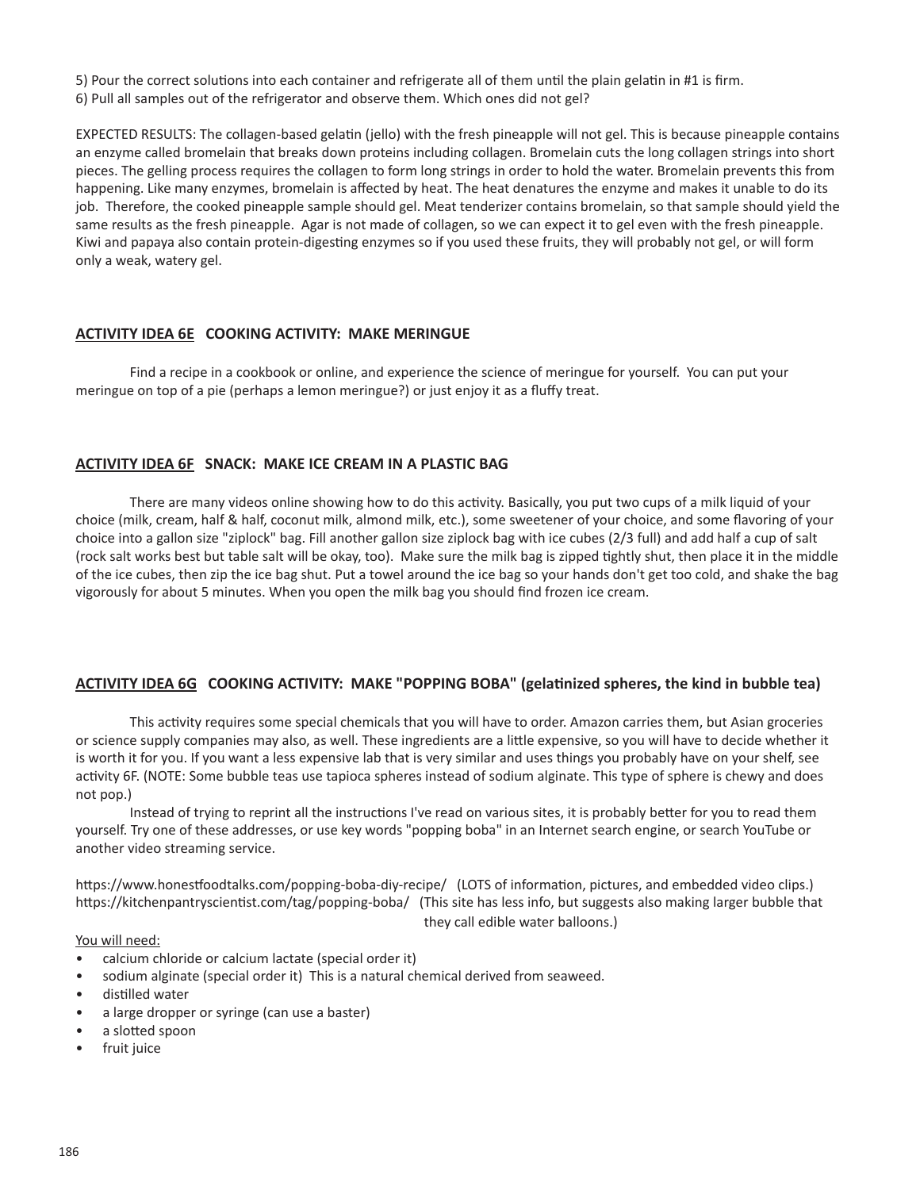5) Pour the correct solutions into each container and refrigerate all of them until the plain gelatin in #1 is firm.
6) Pull all samples out of the refrigerator and observe them. Which ones did not gel?

EXPECTED RESULTS: The collagen-based gelatin (jello) with the fresh pineapple will not gel. This is because pineapple contains an enzyme called bromelain that breaks down proteins including collagen. Bromelain cuts the long collagen strings into short pieces. The gelling process requires the collagen to form long strings in order to hold the water. Bromelain prevents this from happening. Like many enzymes, bromelain is affected by heat. The heat denatures the enzyme and makes it unable to do its job. Therefore, the cooked pineapple sample should gel. Meat tenderizer contains bromelain, so that sample should yield the same results as the fresh pineapple. Agar is not made of collagen, so we can expect it to gel even with the fresh pineapple. Kiwi and papaya also contain protein-digesting enzymes so if you used these fruits, they will probably not gel, or will form only a weak, watery gel.

## <u>ACTIVITY IDEA 6E</u> COOKING ACTIVITY: MAKE MERINGUE

Find a recipe in a cookbook or online, and experience the science of meringue for yourself. You can put your meringue on top of a pie (perhaps a lemon meringue?) or just enjoy it as a fluffy treat.

## <u>ACTIVITY IDEA 6F</u> SNACK: MAKE ICE CREAM IN A PLASTIC BAG

There are many videos online showing how to do this activity. Basically, you put two cups of a milk liquid of your choice (milk, cream, half & half, coconut milk, almond milk, etc.), some sweetener of your choice, and some flavoring of your choice into a gallon size "ziplock" bag. Fill another gallon size ziplock bag with ice cubes (2/3 full) and add half a cup of salt (rock salt works best and table salt will be okay, too). Make sure the milk bag is zipped tightly shut, then place it in the middle of the ice cubes, then zip the ice bag shut. Put a towel around the ice bag so your hands don't get too cold, and shake the bag vigorously for about 5 minutes. When you open the milk bag you should find frozen ice cream.

## <u>ACTIVITY IDEA 6G</u> COOKING ACTIVITY: MAKE "POPPING BOBA" (gelatinized spheres, the kind in bubble tea)

This activity requires some special chemicals that you will have to order. Amazon carries them, but Asian groceries or science supply companies may also, as well. These ingredients are a little expensive, so you will have to decide whether it is worth it for you. If you want a less expensive lab that is very similar and uses things you probably have on your shelf, see activity 6F. (NOTE: Some bubble teas use tapioca spheres instead of sodium alginate. This type of sphere is chewy and does not pop.)

Instead of trying to reprint all the instructions I've read on various sites, it is probably better for you to read them yourself. Try one of these addresses, or use key words "popping boba" in an Internet search engine, or search YouTube or another video streaming service.

https://www.honestfoodtalks.com/popping-boba-diy-recipe/ (LOTS of information, pictures, and embedded video clips.)
https://kitchenpantryscientist.com/tag/popping-boba/ (This site has less info, but suggests also making larger bubble that they call edible water balloons.)

<u>You will need:</u>

- calcium chloride or calcium lactate (special order it)
- sodium alginate (special order it) This is a natural chemical derived from seaweed.
- distilled water
- a large dropper or syringe (can use a baster)
- a slotted spoon
- fruit juice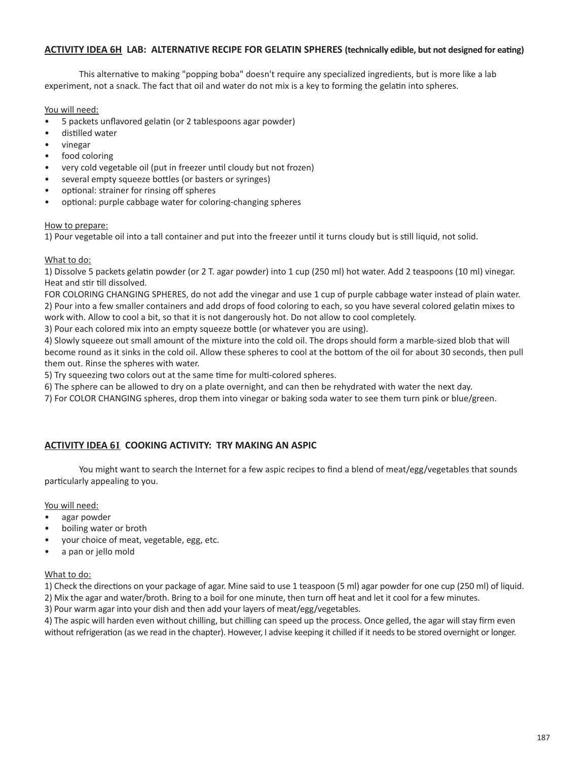## ACTIVITY IDEA 6H LAB: ALTERNATIVE RECIPE FOR GELATIN SPHERES (technically edible, but not designed for eating)

This alternative to making "popping boba" doesn't require any specialized ingredients, but is more like a lab experiment, not a snack. The fact that oil and water do not mix is a key to forming the gelatin into spheres.

You will need:

- 5 packets unflavored gelatin (or 2 tablespoons agar powder)
- distilled water
- vinegar
- food coloring
- very cold vegetable oil (put in freezer until cloudy but not frozen)
- several empty squeeze bottles (or basters or syringes)
- optional: strainer for rinsing off spheres
- optional: purple cabbage water for coloring-changing spheres

How to prepare:

1) Pour vegetable oil into a tall container and put into the freezer until it turns cloudy but is still liquid, not solid.

What to do:

1) Dissolve 5 packets gelatin powder (or 2 T. agar powder) into 1 cup (250 ml) hot water. Add 2 teaspoons (10 ml) vinegar. Heat and stir till dissolved.
FOR COLORING CHANGING SPHERES, do not add the vinegar and use 1 cup of purple cabbage water instead of plain water.
2) Pour into a few smaller containers and add drops of food coloring to each, so you have several colored gelatin mixes to work with. Allow to cool a bit, so that it is not dangerously hot. Do not allow to cool completely.
3) Pour each colored mix into an empty squeeze bottle (or whatever you are using).
4) Slowly squeeze out small amount of the mixture into the cold oil. The drops should form a marble-sized blob that will become round as it sinks in the cold oil. Allow these spheres to cool at the bottom of the oil for about 30 seconds, then pull them out. Rinse the spheres with water.
5) Try squeezing two colors out at the same time for multi-colored spheres.
6) The sphere can be allowed to dry on a plate overnight, and can then be rehydrated with water the next day.
7) For COLOR CHANGING spheres, drop them into vinegar or baking soda water to see them turn pink or blue/green.

## ACTIVITY IDEA 6I COOKING ACTIVITY: TRY MAKING AN ASPIC

You might want to search the Internet for a few aspic recipes to find a blend of meat/egg/vegetables that sounds particularly appealing to you.

You will need:

- agar powder
- boiling water or broth
- your choice of meat, vegetable, egg, etc.
- a pan or jello mold

What to do:

1) Check the directions on your package of agar. Mine said to use 1 teaspoon (5 ml) agar powder for one cup (250 ml) of liquid.
2) Mix the agar and water/broth. Bring to a boil for one minute, then turn off heat and let it cool for a few minutes.
3) Pour warm agar into your dish and then add your layers of meat/egg/vegetables.
4) The aspic will harden even without chilling, but chilling can speed up the process. Once gelled, the agar will stay firm even without refrigeration (as we read in the chapter). However, I advise keeping it chilled if it needs to be stored overnight or longer.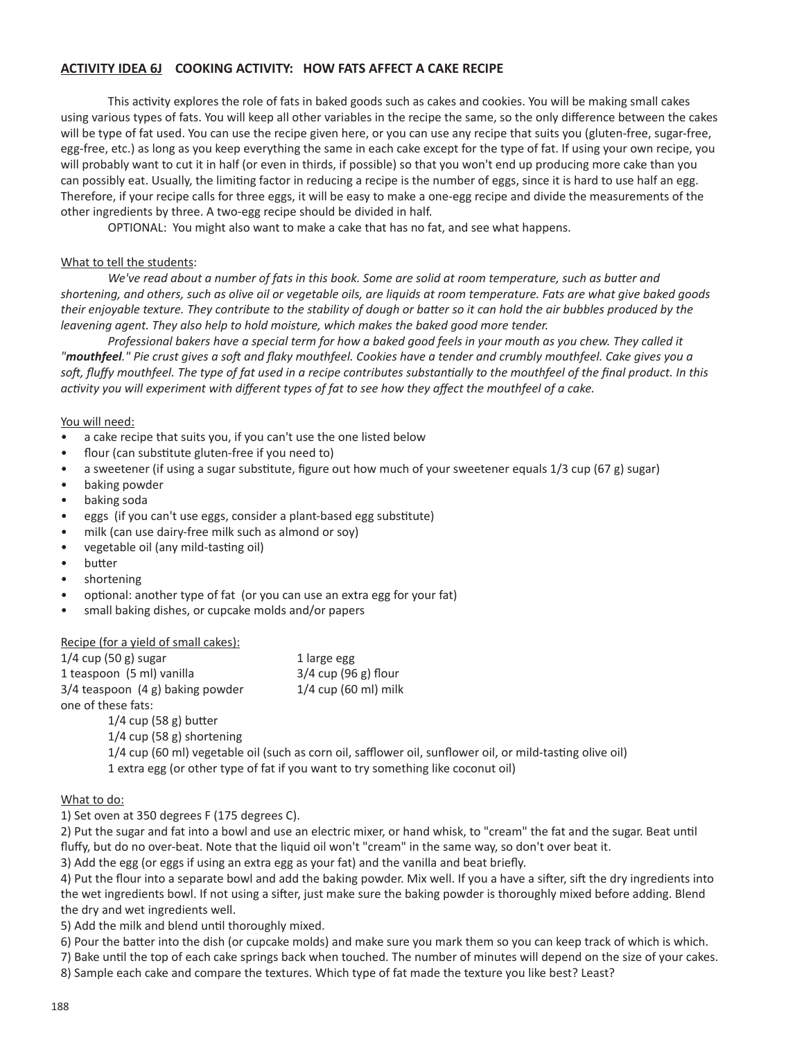## ACTIVITY IDEA 6J COOKING ACTIVITY: HOW FATS AFFECT A CAKE RECIPE

This activity explores the role of fats in baked goods such as cakes and cookies. You will be making small cakes using various types of fats. You will keep all other variables in the recipe the same, so the only difference between the cakes will be type of fat used. You can use the recipe given here, or you can use any recipe that suits you (gluten-free, sugar-free, egg-free, etc.) as long as you keep everything the same in each cake except for the type of fat. If using your own recipe, you will probably want to cut it in half (or even in thirds, if possible) so that you won't end up producing more cake than you can possibly eat. Usually, the limiting factor in reducing a recipe is the number of eggs, since it is hard to use half an egg. Therefore, if your recipe calls for three eggs, it will be easy to make a one-egg recipe and divide the measurements of the other ingredients by three. A two-egg recipe should be divided in half.

OPTIONAL: You might also want to make a cake that has no fat, and see what happens.

What to tell the students:

*We've read about a number of fats in this book. Some are solid at room temperature, such as butter and shortening, and others, such as olive oil or vegetable oils, are liquids at room temperature. Fats are what give baked goods their enjoyable texture. They contribute to the stability of dough or batter so it can hold the air bubbles produced by the leavening agent. They also help to hold moisture, which makes the baked good more tender.*

*Professional bakers have a special term for how a baked good feels in your mouth as you chew. They called it "**mouthfeel**." Pie crust gives a soft and flaky mouthfeel. Cookies have a tender and crumbly mouthfeel. Cake gives you a soft, fluffy mouthfeel. The type of fat used in a recipe contributes substantially to the mouthfeel of the final product. In this activity you will experiment with different types of fat to see how they affect the mouthfeel of a cake.*

You will need:

- a cake recipe that suits you, if you can't use the one listed below
- flour (can substitute gluten-free if you need to)
- a sweetener (if using a sugar substitute, figure out how much of your sweetener equals 1/3 cup (67 g) sugar)
- baking powder
- baking soda
- eggs (if you can't use eggs, consider a plant-based egg substitute)
- milk (can use dairy-free milk such as almond or soy)
- vegetable oil (any mild-tasting oil)
- butter
- shortening
- optional: another type of fat (or you can use an extra egg for your fat)
- small baking dishes, or cupcake molds and/or papers

Recipe (for a yield of small cakes):

1/4 cup (50 g) sugar
1 teaspoon (5 ml) vanilla
3/4 teaspoon (4 g) baking powder
1 large egg
3/4 cup (96 g) flour
1/4 cup (60 ml) milk
one of these fats:
- 1/4 cup (58 g) butter
- 1/4 cup (58 g) shortening
- 1/4 cup (60 ml) vegetable oil (such as corn oil, safflower oil, sunflower oil, or mild-tasting olive oil)
- 1 extra egg (or other type of fat if you want to try something like coconut oil)

What to do:

1) Set oven at 350 degrees F (175 degrees C).
2) Put the sugar and fat into a bowl and use an electric mixer, or hand whisk, to "cream" the fat and the sugar. Beat until fluffy, but do no over-beat. Note that the liquid oil won't "cream" in the same way, so don't over beat it.
3) Add the egg (or eggs if using an extra egg as your fat) and the vanilla and beat briefly.
4) Put the flour into a separate bowl and add the baking powder. Mix well. If you a have a sifter, sift the dry ingredients into the wet ingredients bowl. If not using a sifter, just make sure the baking powder is thoroughly mixed before adding. Blend the dry and wet ingredients well.
5) Add the milk and blend until thoroughly mixed.
6) Pour the batter into the dish (or cupcake molds) and make sure you mark them so you can keep track of which is which.
7) Bake until the top of each cake springs back when touched. The number of minutes will depend on the size of your cakes.
8) Sample each cake and compare the textures. Which type of fat made the texture you like best? Least?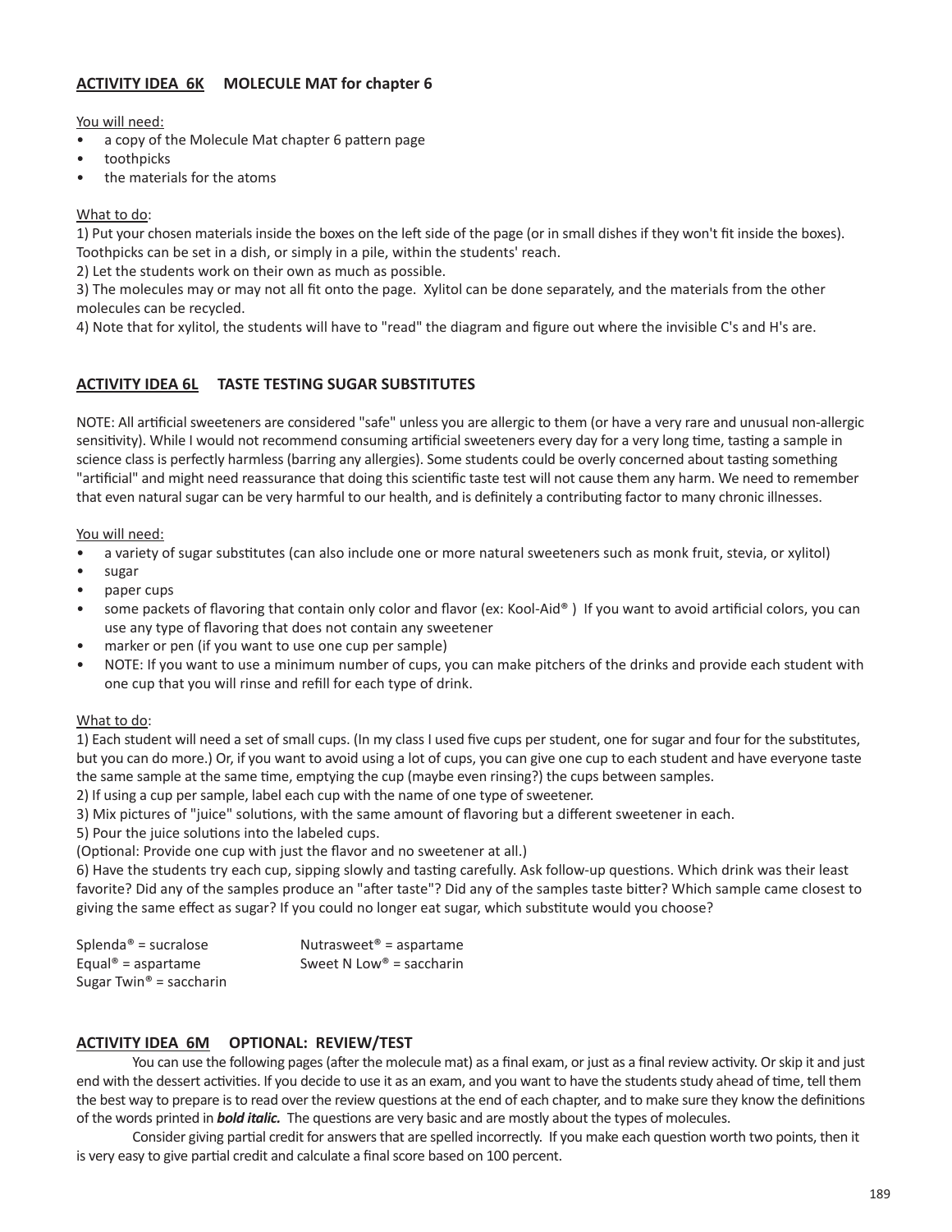## ACTIVITY IDEA 6K MOLECULE MAT for chapter 6

You will need:

- a copy of the Molecule Mat chapter 6 pattern page
- toothpicks
- the materials for the atoms

What to do:

1) Put your chosen materials inside the boxes on the left side of the page (or in small dishes if they won't fit inside the boxes). Toothpicks can be set in a dish, or simply in a pile, within the students' reach.
2) Let the students work on their own as much as possible.
3) The molecules may or may not all fit onto the page. Xylitol can be done separately, and the materials from the other molecules can be recycled.
4) Note that for xylitol, the students will have to "read" the diagram and figure out where the invisible C's and H's are.

## ACTIVITY IDEA 6L TASTE TESTING SUGAR SUBSTITUTES

NOTE: All artificial sweeteners are considered "safe" unless you are allergic to them (or have a very rare and unusual non-allergic sensitivity). While I would not recommend consuming artificial sweeteners every day for a very long time, tasting a sample in science class is perfectly harmless (barring any allergies). Some students could be overly concerned about tasting something "artificial" and might need reassurance that doing this scientific taste test will not cause them any harm. We need to remember that even natural sugar can be very harmful to our health, and is definitely a contributing factor to many chronic illnesses.

You will need:

- a variety of sugar substitutes (can also include one or more natural sweeteners such as monk fruit, stevia, or xylitol)
- sugar
- paper cups
- some packets of flavoring that contain only color and flavor (ex: Kool-Aid® ) If you want to avoid artificial colors, you can use any type of flavoring that does not contain any sweetener
- marker or pen (if you want to use one cup per sample)
- NOTE: If you want to use a minimum number of cups, you can make pitchers of the drinks and provide each student with one cup that you will rinse and refill for each type of drink.

What to do:

1) Each student will need a set of small cups. (In my class I used five cups per student, one for sugar and four for the substitutes, but you can do more.) Or, if you want to avoid using a lot of cups, you can give one cup to each student and have everyone taste the same sample at the same time, emptying the cup (maybe even rinsing?) the cups between samples.
2) If using a cup per sample, label each cup with the name of one type of sweetener.
3) Mix pictures of "juice" solutions, with the same amount of flavoring but a different sweetener in each.
5) Pour the juice solutions into the labeled cups.
(Optional: Provide one cup with just the flavor and no sweetener at all.)
6) Have the students try each cup, sipping slowly and tasting carefully. Ask follow-up questions. Which drink was their least favorite? Did any of the samples produce an "after taste"? Did any of the samples taste bitter? Which sample came closest to giving the same effect as sugar? If you could no longer eat sugar, which substitute would you choose?

Splenda® = sucralose
Equal® = aspartame
Sugar Twin® = saccharin
Nutrasweet® = aspartame
Sweet N Low® = saccharin

## ACTIVITY IDEA 6M OPTIONAL: REVIEW/TEST

You can use the following pages (after the molecule mat) as a final exam, or just as a final review activity. Or skip it and just end with the dessert activities. If you decide to use it as an exam, and you want to have the students study ahead of time, tell them the best way to prepare is to read over the review questions at the end of each chapter, and to make sure they know the definitions of the words printed in ***bold italic.*** The questions are very basic and are mostly about the types of molecules.

Consider giving partial credit for answers that are spelled incorrectly. If you make each question worth two points, then it is very easy to give partial credit and calculate a final score based on 100 percent.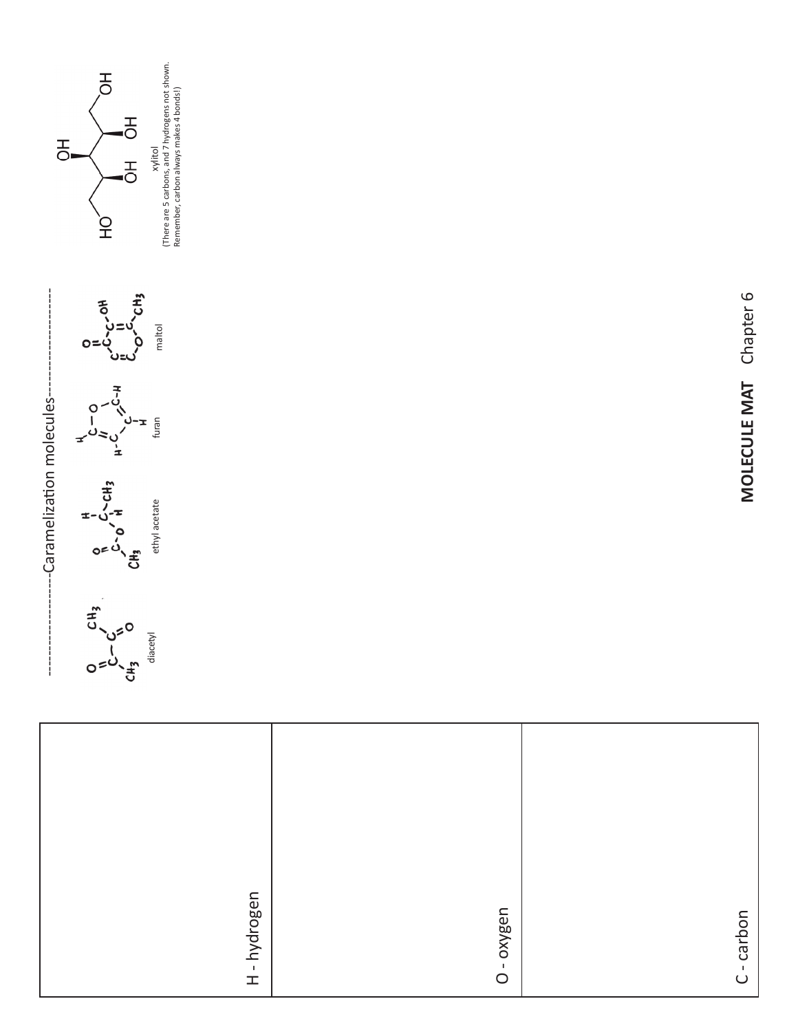## MOLECULE MAT Chapter 6

| |
|---|
| H - hydrogen |
| O - oxygen |
| C - carbon |

### Caramelization molecules

diacetyl

ethyl acetate

furan

maltol

xylitol

(There are 5 carbons, and 7 hydrogens not shown. Remember, carbon always makes 4 bonds!)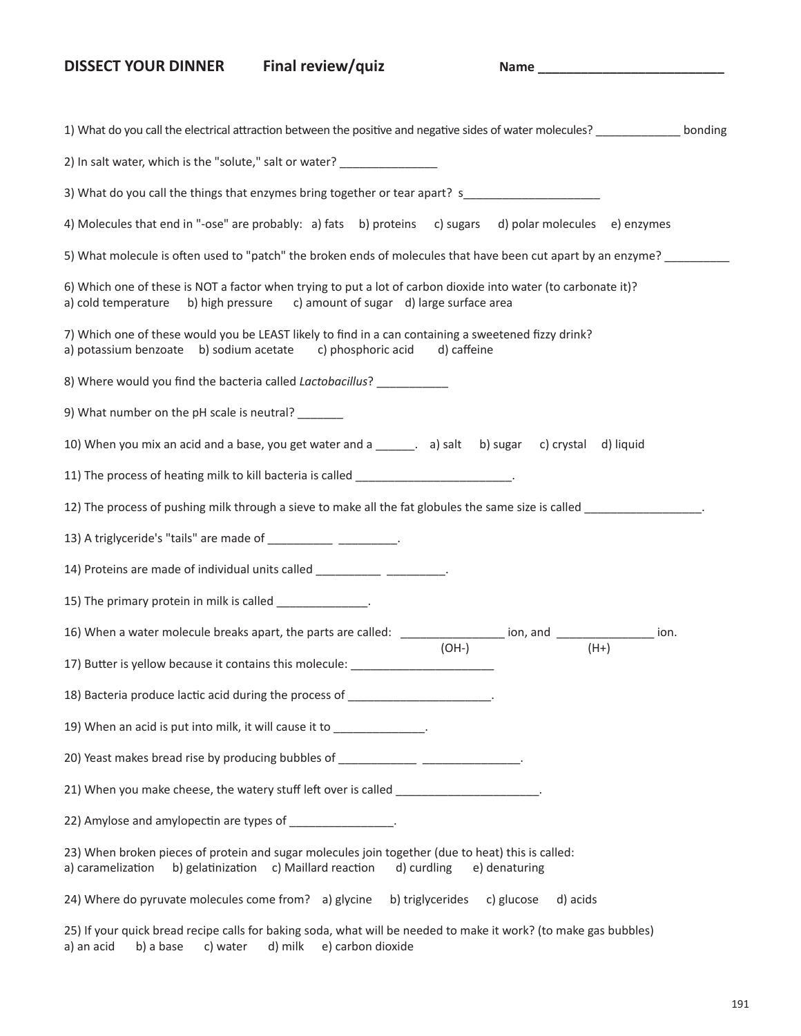**DISSECT YOUR DINNER** **Final review/quiz** **Name \_\_\_\_\_\_\_\_\_\_\_\_\_\_\_\_\_\_\_\_\_\_\_\_\_\_**

1) What do you call the electrical attraction between the positive and negative sides of water molecules? \_\_\_\_\_\_\_\_\_\_\_\_\_ bonding

2) In salt water, which is the "solute," salt or water? \_\_\_\_\_\_\_\_\_\_\_\_\_\_\_

3) What do you call the things that enzymes bring together or tear apart? s\_\_\_\_\_\_\_\_\_\_\_\_\_\_\_\_\_\_\_\_\_

4) Molecules that end in "-ose" are probably: a) fats b) proteins c) sugars d) polar molecules e) enzymes

5) What molecule is often used to "patch" the broken ends of molecules that have been cut apart by an enzyme? \_\_\_\_\_\_\_\_\_\_

6) Which one of these is NOT a factor when trying to put a lot of carbon dioxide into water (to carbonate it)?
a) cold temperature b) high pressure c) amount of sugar d) large surface area

7) Which one of these would you be LEAST likely to find in a can containing a sweetened fizzy drink?
a) potassium benzoate b) sodium acetate c) phosphoric acid d) caffeine

8) Where would you find the bacteria called *Lactobacillus*? \_\_\_\_\_\_\_\_\_\_\_

9) What number on the pH scale is neutral? \_\_\_\_\_\_\_

10) When you mix an acid and a base, you get water and a \_\_\_\_\_\_. a) salt b) sugar c) crystal d) liquid

11) The process of heating milk to kill bacteria is called \_\_\_\_\_\_\_\_\_\_\_\_\_\_\_\_\_\_\_\_\_\_\_\_.

12) The process of pushing milk through a sieve to make all the fat globules the same size is called \_\_\_\_\_\_\_\_\_\_\_\_\_\_\_\_\_\_.

13) A triglyceride's "tails" are made of \_\_\_\_\_\_\_\_\_\_ \_\_\_\_\_\_\_\_\_.

14) Proteins are made of individual units called \_\_\_\_\_\_\_\_\_\_ \_\_\_\_\_\_\_\_\_.

15) The primary protein in milk is called \_\_\_\_\_\_\_\_\_\_\_\_\_\_.

16) When a water molecule breaks apart, the parts are called: \_\_\_\_\_\_\_\_\_\_\_\_\_\_\_\_ ion, and \_\_\_\_\_\_\_\_\_\_\_\_\_\_\_ ion.
($OH^-$) ($H^+$)

17) Butter is yellow because it contains this molecule: \_\_\_\_\_\_\_\_\_\_\_\_\_\_\_\_\_\_\_\_\_\_

18) Bacteria produce lactic acid during the process of \_\_\_\_\_\_\_\_\_\_\_\_\_\_\_\_\_\_\_\_\_\_.

19) When an acid is put into milk, it will cause it to \_\_\_\_\_\_\_\_\_\_\_\_\_\_.

20) Yeast makes bread rise by producing bubbles of \_\_\_\_\_\_\_\_\_\_\_\_ \_\_\_\_\_\_\_\_\_\_\_\_\_\_\_.

21) When you make cheese, the watery stuff left over is called \_\_\_\_\_\_\_\_\_\_\_\_\_\_\_\_\_\_\_\_\_\_.

22) Amylose and amylopectin are types of \_\_\_\_\_\_\_\_\_\_\_\_\_\_\_\_.

23) When broken pieces of protein and sugar molecules join together (due to heat) this is called:
a) caramelization b) gelatinization c) Maillard reaction d) curdling e) denaturing

24) Where do pyruvate molecules come from? a) glycine b) triglycerides c) glucose d) acids

25) If your quick bread recipe calls for baking soda, what will be needed to make it work? (to make gas bubbles)
a) an acid b) a base c) water d) milk e) carbon dioxide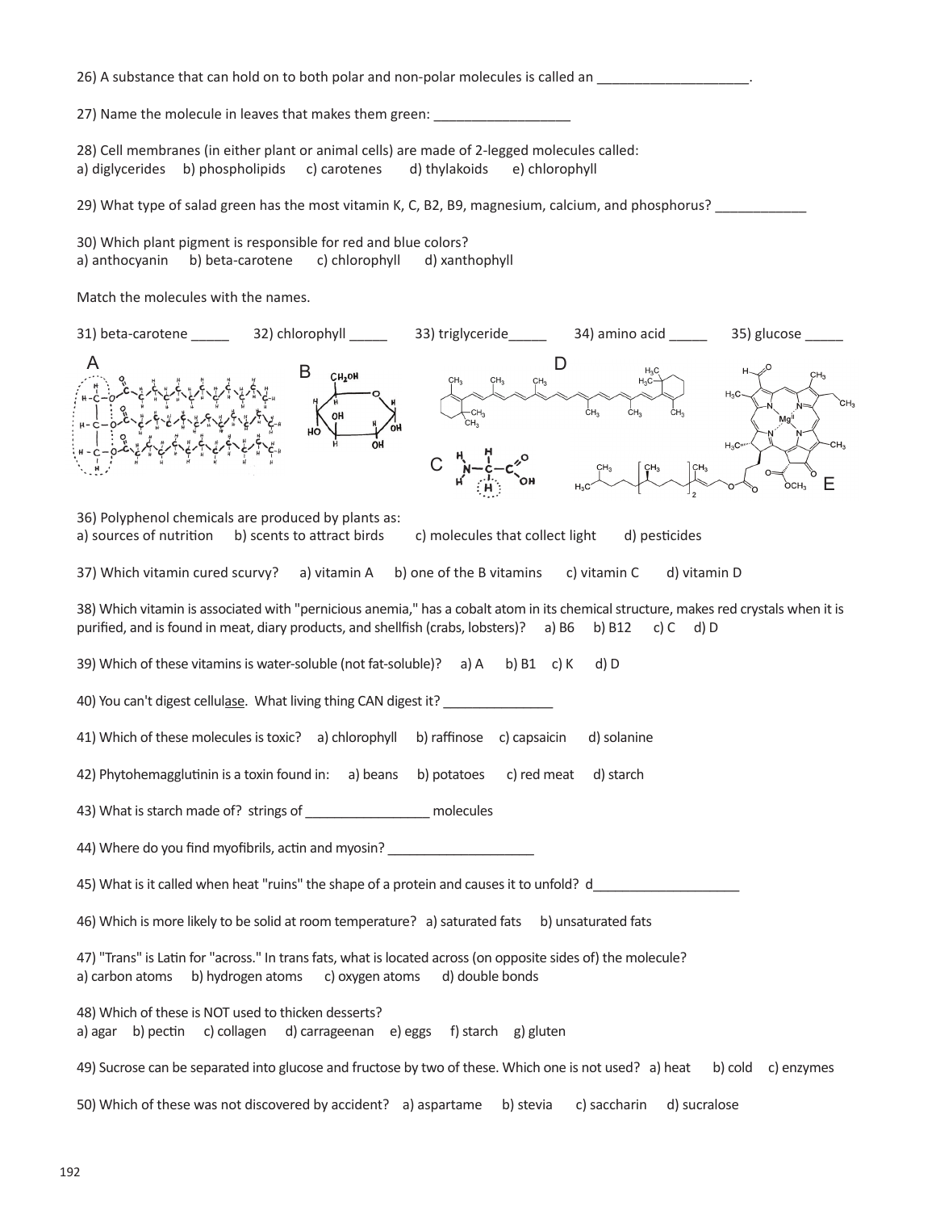26) A substance that can hold on to both polar and non-polar molecules is called an ____________________.

27) Name the molecule in leaves that makes them green: __________________

28) Cell membranes (in either plant or animal cells) are made of 2-legged molecules called:
a) diglycerides b) phospholipids c) carotenes d) thylakoids e) chlorophyll

29) What type of salad green has the most vitamin K, C, B2, B9, magnesium, calcium, and phosphorus? ____________

30) Which plant pigment is responsible for red and blue colors?
a) anthocyanin b) beta-carotene c) chlorophyll d) xanthophyll

Match the molecules with the names.

31) beta-carotene _____ 32) chlorophyll _____ 33) triglyceride_____ 34) amino acid _____ 35) glucose _____

36) Polyphenol chemicals are produced by plants as:
a) sources of nutrition b) scents to attract birds c) molecules that collect light d) pesticides

37) Which vitamin cured scurvy? a) vitamin A b) one of the B vitamins c) vitamin C d) vitamin D

38) Which vitamin is associated with "pernicious anemia," has a cobalt atom in its chemical structure, makes red crystals when it is purified, and is found in meat, diary products, and shellfish (crabs, lobsters)? a) B6 b) B12 c) C d) D

39) Which of these vitamins is water-soluble (not fat-soluble)? a) A b) B1 c) K d) D

40) You can't digest cellulase. What living thing CAN digest it? _______________

41) Which of these molecules is toxic? a) chlorophyll b) raffinose c) capsaicin d) solanine

42) Phytohemagglutinin is a toxin found in: a) beans b) potatoes c) red meat d) starch

43) What is starch made of? strings of _________________ molecules

44) Where do you find myofibrils, actin and myosin? ____________________

45) What is it called when heat "ruins" the shape of a protein and causes it to unfold? d____________________

46) Which is more likely to be solid at room temperature? a) saturated fats b) unsaturated fats

47) "Trans" is Latin for "across." In trans fats, what is located across (on opposite sides of) the molecule?
a) carbon atoms b) hydrogen atoms c) oxygen atoms d) double bonds

48) Which of these is NOT used to thicken desserts?
a) agar b) pectin c) collagen d) carrageenan e) eggs f) starch g) gluten

49) Sucrose can be separated into glucose and fructose by two of these. Which one is not used? a) heat b) cold c) enzymes

50) Which of these was not discovered by accident? a) aspartame b) stevia c) saccharin d) sucralose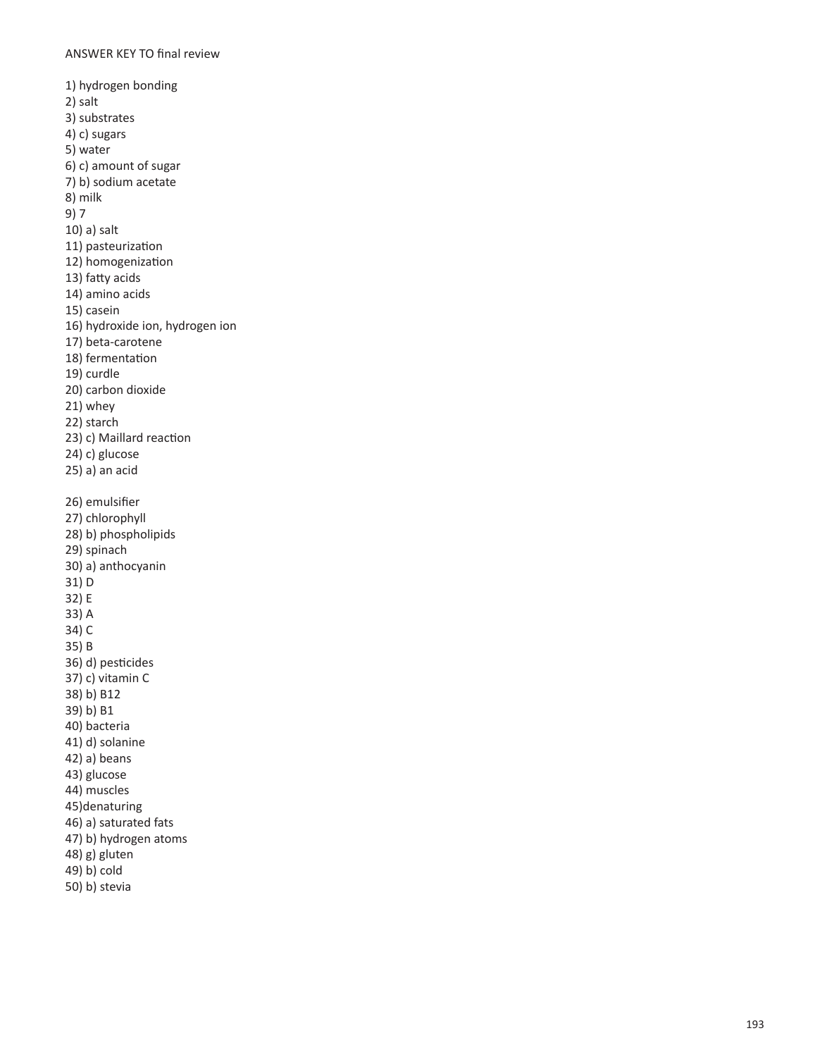ANSWER KEY TO final review

1) hydrogen bonding
2) salt
3) substrates
4) c) sugars
5) water
6) c) amount of sugar
7) b) sodium acetate
8) milk
9) 7
10) a) salt
11) pasteurization
12) homogenization
13) fatty acids
14) amino acids
15) casein
16) hydroxide ion, hydrogen ion
17) beta-carotene
18) fermentation
19) curdle
20) carbon dioxide
21) whey
22) starch
23) c) Maillard reaction
24) c) glucose
25) a) an acid

26) emulsifier
27) chlorophyll
28) b) phospholipids
29) spinach
30) a) anthocyanin
31) D
32) E
33) A
34) C
35) B
36) d) pesticides
37) c) vitamin C
38) b) B12
39) b) B1
40) bacteria
41) d) solanine
42) a) beans
43) glucose
44) muscles
45)denaturing
46) a) saturated fats
47) b) hydrogen atoms
48) g) gluten
49) b) cold
50) b) stevia